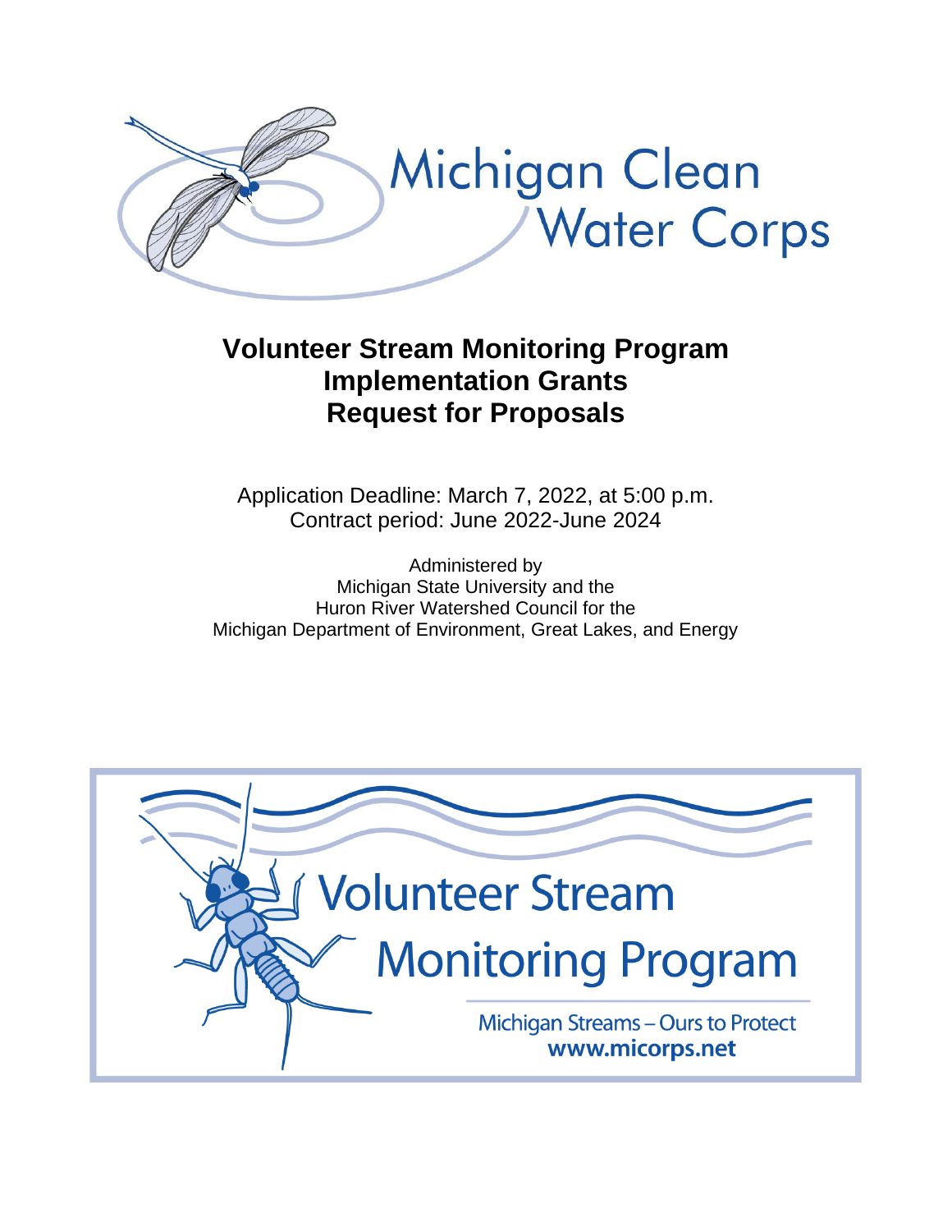Michigan Clean Water Corps

# Volunteer Stream Monitoring Program Implementation Grants Request for Proposals

Application Deadline: March 7, 2022, at 5:00 p.m.
Contract period: June 2022-June 2024

Administered by
Michigan State University and the
Huron River Watershed Council for the
Michigan Department of Environment, Great Lakes, and Energy

Volunteer Stream Monitoring Program

Michigan Streams – Ours to Protect
**www.micorps.net**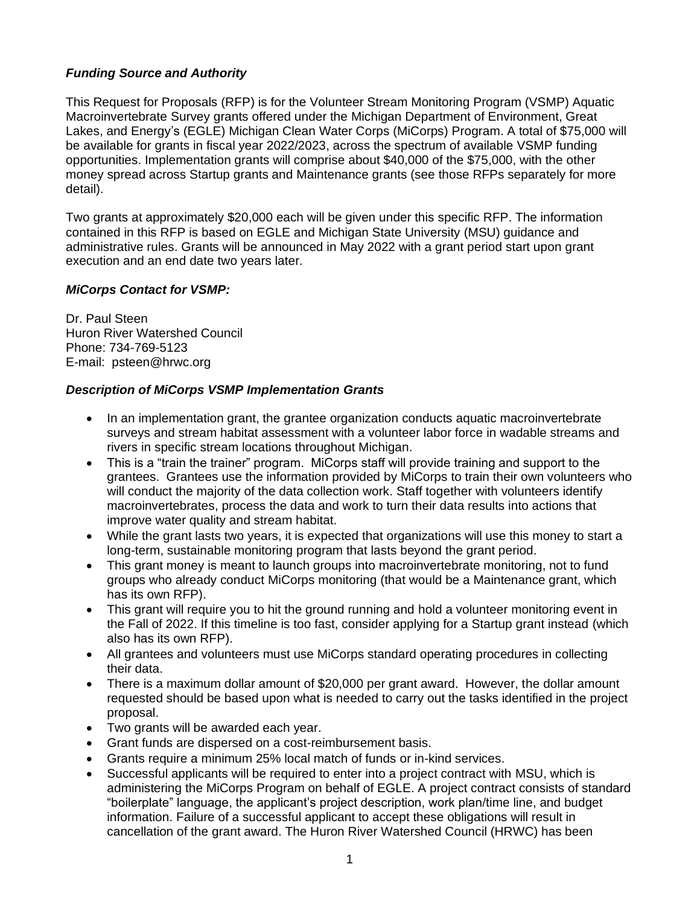### ***Funding Source and Authority***

This Request for Proposals (RFP) is for the Volunteer Stream Monitoring Program (VSMP) Aquatic Macroinvertebrate Survey grants offered under the Michigan Department of Environment, Great Lakes, and Energy's (EGLE) Michigan Clean Water Corps (MiCorps) Program. A total of $75,000 will be available for grants in fiscal year 2022/2023, across the spectrum of available VSMP funding opportunities. Implementation grants will comprise about $40,000 of the $75,000, with the other money spread across Startup grants and Maintenance grants (see those RFPs separately for more detail).

Two grants at approximately $20,000 each will be given under this specific RFP. The information contained in this RFP is based on EGLE and Michigan State University (MSU) guidance and administrative rules. Grants will be announced in May 2022 with a grant period start upon grant execution and an end date two years later.

### ***MiCorps Contact for VSMP:***

Dr. Paul Steen
Huron River Watershed Council
Phone: 734-769-5123
E-mail: psteen@hrwc.org

### ***Description of MiCorps VSMP Implementation Grants***

- In an implementation grant, the grantee organization conducts aquatic macroinvertebrate surveys and stream habitat assessment with a volunteer labor force in wadable streams and rivers in specific stream locations throughout Michigan.
- This is a "train the trainer" program. MiCorps staff will provide training and support to the grantees. Grantees use the information provided by MiCorps to train their own volunteers who will conduct the majority of the data collection work. Staff together with volunteers identify macroinvertebrates, process the data and work to turn their data results into actions that improve water quality and stream habitat.
- While the grant lasts two years, it is expected that organizations will use this money to start a long-term, sustainable monitoring program that lasts beyond the grant period.
- This grant money is meant to launch groups into macroinvertebrate monitoring, not to fund groups who already conduct MiCorps monitoring (that would be a Maintenance grant, which has its own RFP).
- This grant will require you to hit the ground running and hold a volunteer monitoring event in the Fall of 2022. If this timeline is too fast, consider applying for a Startup grant instead (which also has its own RFP).
- All grantees and volunteers must use MiCorps standard operating procedures in collecting their data.
- There is a maximum dollar amount of $20,000 per grant award. However, the dollar amount requested should be based upon what is needed to carry out the tasks identified in the project proposal.
- Two grants will be awarded each year.
- Grant funds are dispersed on a cost-reimbursement basis.
- Grants require a minimum 25% local match of funds or in-kind services.
- Successful applicants will be required to enter into a project contract with MSU, which is administering the MiCorps Program on behalf of EGLE. A project contract consists of standard "boilerplate" language, the applicant's project description, work plan/time line, and budget information. Failure of a successful applicant to accept these obligations will result in cancellation of the grant award. The Huron River Watershed Council (HRWC) has been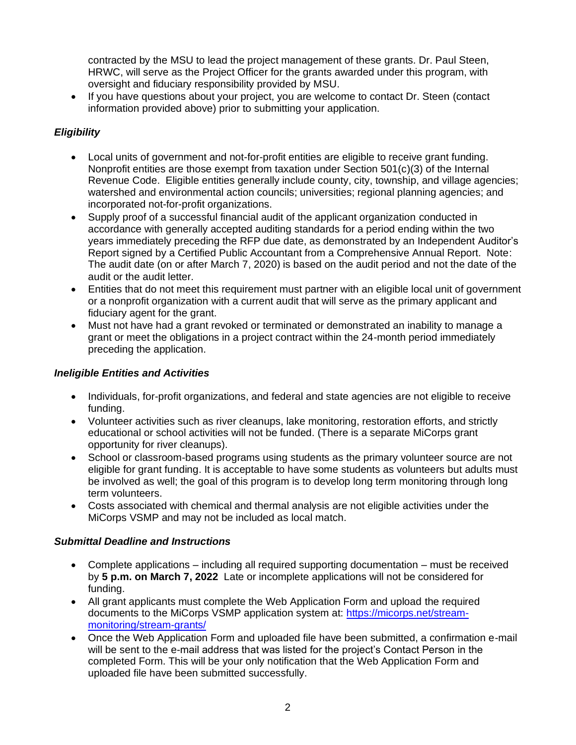contracted by the MSU to lead the project management of these grants. Dr. Paul Steen, HRWC, will serve as the Project Officer for the grants awarded under this program, with oversight and fiduciary responsibility provided by MSU.

- If you have questions about your project, you are welcome to contact Dr. Steen (contact information provided above) prior to submitting your application.

### *Eligibility*

- Local units of government and not-for-profit entities are eligible to receive grant funding. Nonprofit entities are those exempt from taxation under Section 501(c)(3) of the Internal Revenue Code. Eligible entities generally include county, city, township, and village agencies; watershed and environmental action councils; universities; regional planning agencies; and incorporated not-for-profit organizations.
- Supply proof of a successful financial audit of the applicant organization conducted in accordance with generally accepted auditing standards for a period ending within the two years immediately preceding the RFP due date, as demonstrated by an Independent Auditor's Report signed by a Certified Public Accountant from a Comprehensive Annual Report. Note: The audit date (on or after March 7, 2020) is based on the audit period and not the date of the audit or the audit letter.
- Entities that do not meet this requirement must partner with an eligible local unit of government or a nonprofit organization with a current audit that will serve as the primary applicant and fiduciary agent for the grant.
- Must not have had a grant revoked or terminated or demonstrated an inability to manage a grant or meet the obligations in a project contract within the 24-month period immediately preceding the application.

### *Ineligible Entities and Activities*

- Individuals, for-profit organizations, and federal and state agencies are not eligible to receive funding.
- Volunteer activities such as river cleanups, lake monitoring, restoration efforts, and strictly educational or school activities will not be funded. (There is a separate MiCorps grant opportunity for river cleanups).
- School or classroom-based programs using students as the primary volunteer source are not eligible for grant funding. It is acceptable to have some students as volunteers but adults must be involved as well; the goal of this program is to develop long term monitoring through long term volunteers.
- Costs associated with chemical and thermal analysis are not eligible activities under the MiCorps VSMP and may not be included as local match.

### *Submittal Deadline and Instructions*

- Complete applications – including all required supporting documentation – must be received by **5 p.m. on March 7, 2022** Late or incomplete applications will not be considered for funding.
- All grant applicants must complete the Web Application Form and upload the required documents to the MiCorps VSMP application system at: [https://micorps.net/stream-monitoring/stream-grants/](https://micorps.net/stream-monitoring/stream-grants/)
- Once the Web Application Form and uploaded file have been submitted, a confirmation e-mail will be sent to the e-mail address that was listed for the project's Contact Person in the completed Form. This will be your only notification that the Web Application Form and uploaded file have been submitted successfully.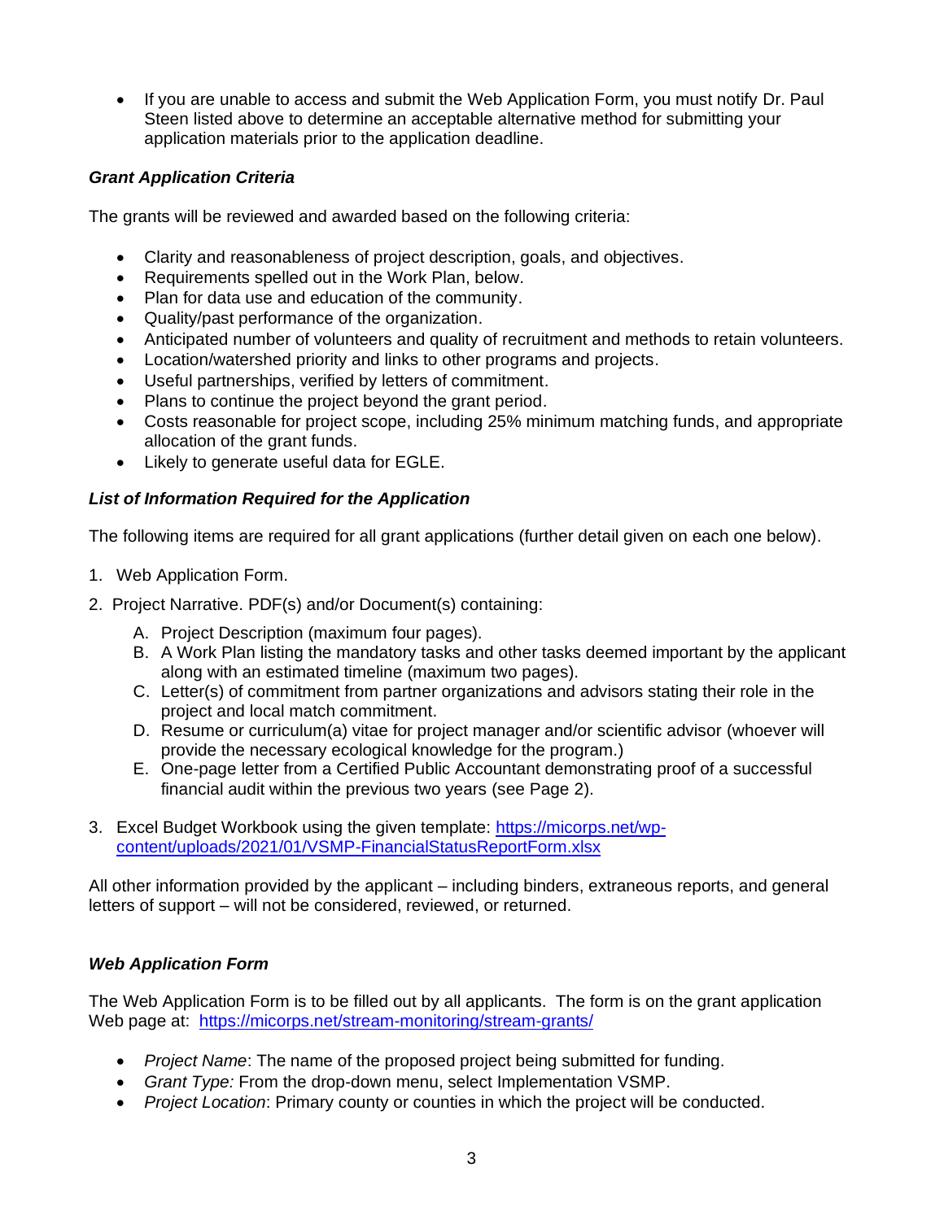- If you are unable to access and submit the Web Application Form, you must notify Dr. Paul Steen listed above to determine an acceptable alternative method for submitting your application materials prior to the application deadline.

### *Grant Application Criteria*

The grants will be reviewed and awarded based on the following criteria:

- Clarity and reasonableness of project description, goals, and objectives.
- Requirements spelled out in the Work Plan, below.
- Plan for data use and education of the community.
- Quality/past performance of the organization.
- Anticipated number of volunteers and quality of recruitment and methods to retain volunteers.
- Location/watershed priority and links to other programs and projects.
- Useful partnerships, verified by letters of commitment.
- Plans to continue the project beyond the grant period.
- Costs reasonable for project scope, including 25% minimum matching funds, and appropriate allocation of the grant funds.
- Likely to generate useful data for EGLE.

### *List of Information Required for the Application*

The following items are required for all grant applications (further detail given on each one below).

1. Web Application Form.
2. Project Narrative. PDF(s) and/or Document(s) containing:
   - A. Project Description (maximum four pages).
   - B. A Work Plan listing the mandatory tasks and other tasks deemed important by the applicant along with an estimated timeline (maximum two pages).
   - C. Letter(s) of commitment from partner organizations and advisors stating their role in the project and local match commitment.
   - D. Resume or curriculum(a) vitae for project manager and/or scientific advisor (whoever will provide the necessary ecological knowledge for the program.)
   - E. One-page letter from a Certified Public Accountant demonstrating proof of a successful financial audit within the previous two years (see Page 2).
3. Excel Budget Workbook using the given template: https://micorps.net/wp-content/uploads/2021/01/VSMP-FinancialStatusReportForm.xlsx

All other information provided by the applicant – including binders, extraneous reports, and general letters of support – will not be considered, reviewed, or returned.

### *Web Application Form*

The Web Application Form is to be filled out by all applicants. The form is on the grant application Web page at: https://micorps.net/stream-monitoring/stream-grants/

- *Project Name*: The name of the proposed project being submitted for funding.
- *Grant Type:* From the drop-down menu, select Implementation VSMP.
- *Project Location*: Primary county or counties in which the project will be conducted.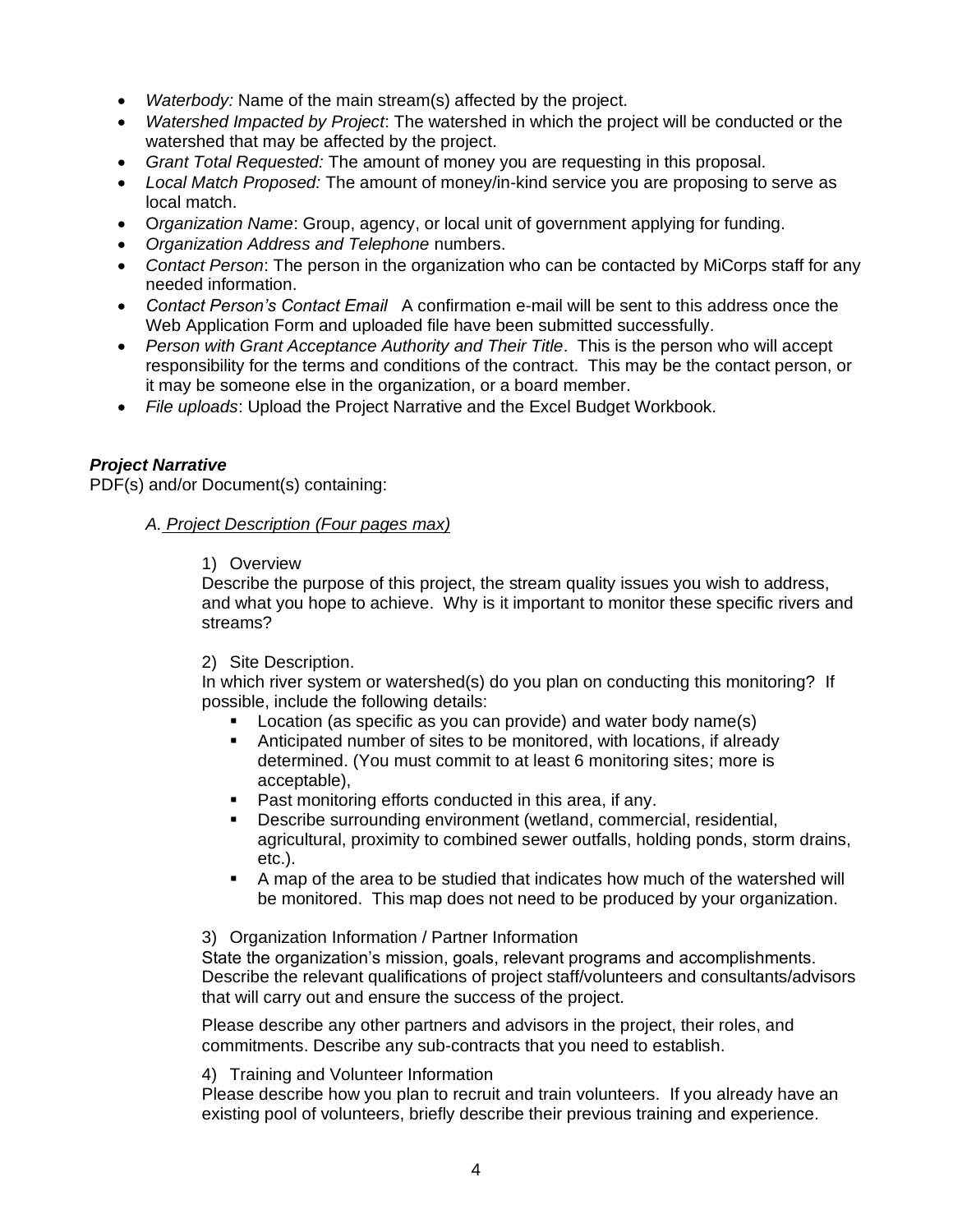- *Waterbody:* Name of the main stream(s) affected by the project.
- *Watershed Impacted by Project*: The watershed in which the project will be conducted or the watershed that may be affected by the project.
- *Grant Total Requested:* The amount of money you are requesting in this proposal.
- *Local Match Proposed:* The amount of money/in-kind service you are proposing to serve as local match.
- O*rganization Name*: Group, agency, or local unit of government applying for funding.
- *Organization Address and Telephone* numbers.
- *Contact Person*: The person in the organization who can be contacted by MiCorps staff for any needed information.
- *Contact Person's Contact Email* A confirmation e-mail will be sent to this address once the Web Application Form and uploaded file have been submitted successfully.
- *Person with Grant Acceptance Authority and Their Title*. This is the person who will accept responsibility for the terms and conditions of the contract. This may be the contact person, or it may be someone else in the organization, or a board member.
- *File uploads*: Upload the Project Narrative and the Excel Budget Workbook.

### ***Project Narrative***

PDF(s) and/or Document(s) containing:

*A. Project Description (Four pages max)*

1) Overview

Describe the purpose of this project, the stream quality issues you wish to address, and what you hope to achieve. Why is it important to monitor these specific rivers and streams?

2) Site Description.

In which river system or watershed(s) do you plan on conducting this monitoring? If possible, include the following details:

- Location (as specific as you can provide) and water body name(s)
- Anticipated number of sites to be monitored, with locations, if already determined. (You must commit to at least 6 monitoring sites; more is acceptable),
- Past monitoring efforts conducted in this area, if any.
- Describe surrounding environment (wetland, commercial, residential, agricultural, proximity to combined sewer outfalls, holding ponds, storm drains, etc.).
- A map of the area to be studied that indicates how much of the watershed will be monitored. This map does not need to be produced by your organization.

3) Organization Information / Partner Information

State the organization's mission, goals, relevant programs and accomplishments. Describe the relevant qualifications of project staff/volunteers and consultants/advisors that will carry out and ensure the success of the project.

Please describe any other partners and advisors in the project, their roles, and commitments. Describe any sub-contracts that you need to establish.

4) Training and Volunteer Information

Please describe how you plan to recruit and train volunteers. If you already have an existing pool of volunteers, briefly describe their previous training and experience.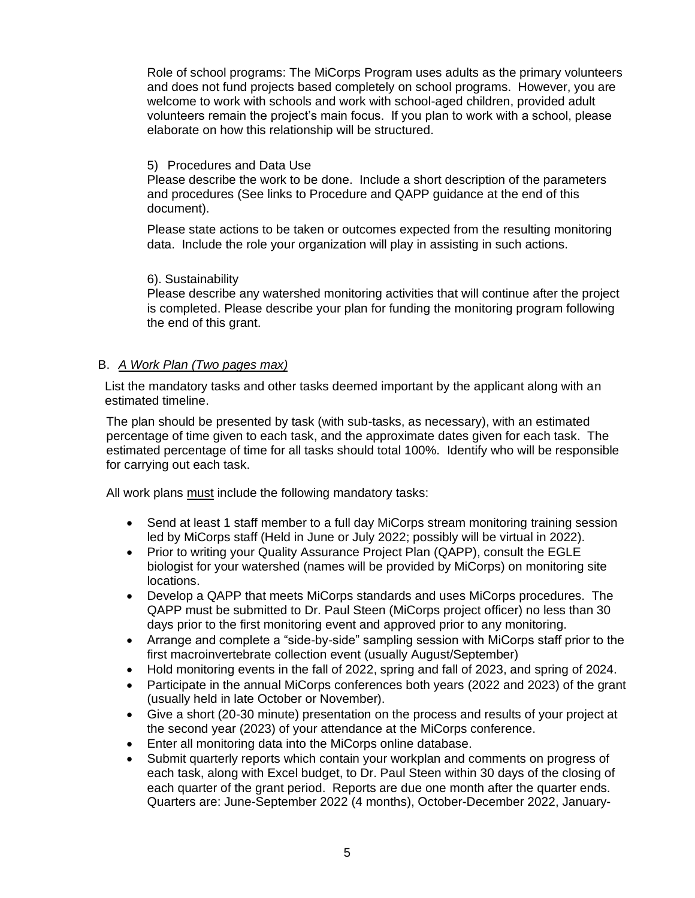Role of school programs: The MiCorps Program uses adults as the primary volunteers and does not fund projects based completely on school programs. However, you are welcome to work with schools and work with school-aged children, provided adult volunteers remain the project's main focus. If you plan to work with a school, please elaborate on how this relationship will be structured.

5) Procedures and Data Use

Please describe the work to be done. Include a short description of the parameters and procedures (See links to Procedure and QAPP guidance at the end of this document).

Please state actions to be taken or outcomes expected from the resulting monitoring data. Include the role your organization will play in assisting in such actions.

6). Sustainability

Please describe any watershed monitoring activities that will continue after the project is completed. Please describe your plan for funding the monitoring program following the end of this grant.

B. *A Work Plan (Two pages max)*

List the mandatory tasks and other tasks deemed important by the applicant along with an estimated timeline.

The plan should be presented by task (with sub-tasks, as necessary), with an estimated percentage of time given to each task, and the approximate dates given for each task. The estimated percentage of time for all tasks should total 100%. Identify who will be responsible for carrying out each task.

All work plans must include the following mandatory tasks:

- Send at least 1 staff member to a full day MiCorps stream monitoring training session led by MiCorps staff (Held in June or July 2022; possibly will be virtual in 2022).
- Prior to writing your Quality Assurance Project Plan (QAPP), consult the EGLE biologist for your watershed (names will be provided by MiCorps) on monitoring site locations.
- Develop a QAPP that meets MiCorps standards and uses MiCorps procedures. The QAPP must be submitted to Dr. Paul Steen (MiCorps project officer) no less than 30 days prior to the first monitoring event and approved prior to any monitoring.
- Arrange and complete a "side-by-side" sampling session with MiCorps staff prior to the first macroinvertebrate collection event (usually August/September)
- Hold monitoring events in the fall of 2022, spring and fall of 2023, and spring of 2024.
- Participate in the annual MiCorps conferences both years (2022 and 2023) of the grant (usually held in late October or November).
- Give a short (20-30 minute) presentation on the process and results of your project at the second year (2023) of your attendance at the MiCorps conference.
- Enter all monitoring data into the MiCorps online database.
- Submit quarterly reports which contain your workplan and comments on progress of each task, along with Excel budget, to Dr. Paul Steen within 30 days of the closing of each quarter of the grant period. Reports are due one month after the quarter ends. Quarters are: June-September 2022 (4 months), October-December 2022, January-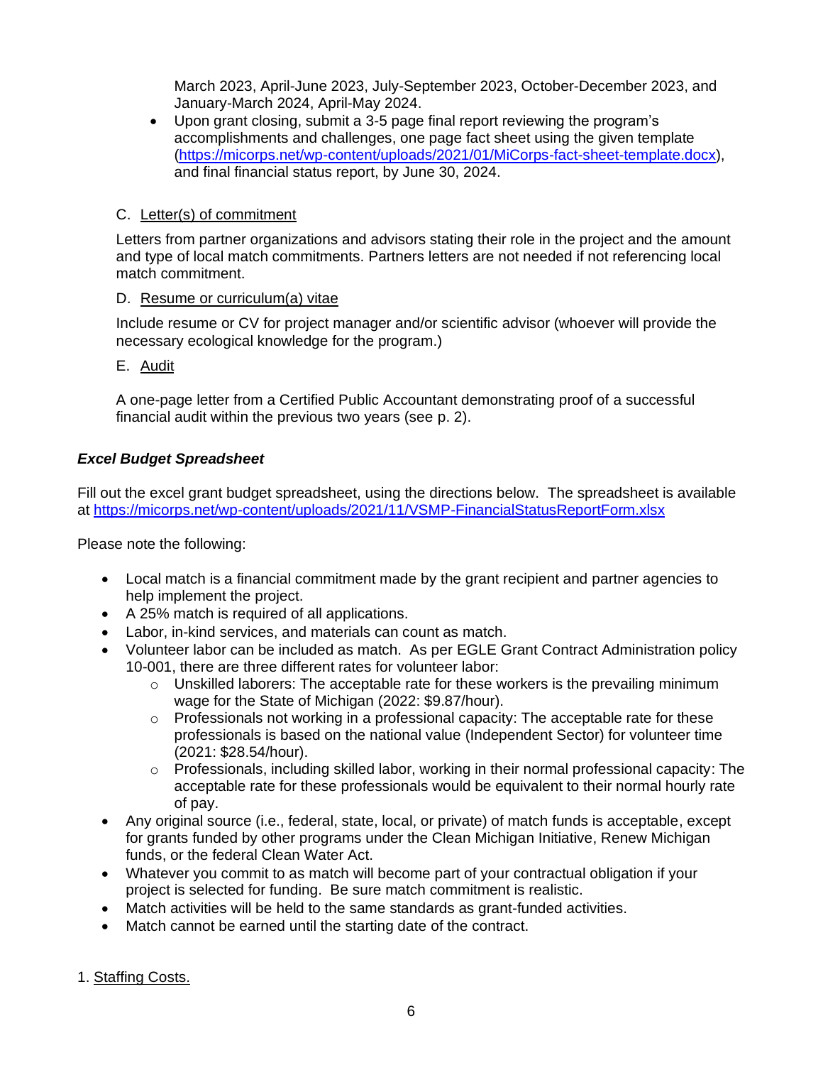March 2023, April-June 2023, July-September 2023, October-December 2023, and January-March 2024, April-May 2024.

- Upon grant closing, submit a 3-5 page final report reviewing the program's accomplishments and challenges, one page fact sheet using the given template (https://micorps.net/wp-content/uploads/2021/01/MiCorps-fact-sheet-template.docx), and final financial status report, by June 30, 2024.

C. Letter(s) of commitment

Letters from partner organizations and advisors stating their role in the project and the amount and type of local match commitments. Partners letters are not needed if not referencing local match commitment.

D. Resume or curriculum(a) vitae

Include resume or CV for project manager and/or scientific advisor (whoever will provide the necessary ecological knowledge for the program.)

E. Audit

A one-page letter from a Certified Public Accountant demonstrating proof of a successful financial audit within the previous two years (see p. 2).

***Excel Budget Spreadsheet***

Fill out the excel grant budget spreadsheet, using the directions below. The spreadsheet is available at https://micorps.net/wp-content/uploads/2021/11/VSMP-FinancialStatusReportForm.xlsx

Please note the following:

- Local match is a financial commitment made by the grant recipient and partner agencies to help implement the project.
- A 25% match is required of all applications.
- Labor, in-kind services, and materials can count as match.
- Volunteer labor can be included as match. As per EGLE Grant Contract Administration policy 10-001, there are three different rates for volunteer labor:
    - Unskilled laborers: The acceptable rate for these workers is the prevailing minimum wage for the State of Michigan (2022: $9.87/hour).
    - Professionals not working in a professional capacity: The acceptable rate for these professionals is based on the national value (Independent Sector) for volunteer time (2021: $28.54/hour).
    - Professionals, including skilled labor, working in their normal professional capacity: The acceptable rate for these professionals would be equivalent to their normal hourly rate of pay.
- Any original source (i.e., federal, state, local, or private) of match funds is acceptable, except for grants funded by other programs under the Clean Michigan Initiative, Renew Michigan funds, or the federal Clean Water Act.
- Whatever you commit to as match will become part of your contractual obligation if your project is selected for funding. Be sure match commitment is realistic.
- Match activities will be held to the same standards as grant-funded activities.
- Match cannot be earned until the starting date of the contract.

1. Staffing Costs.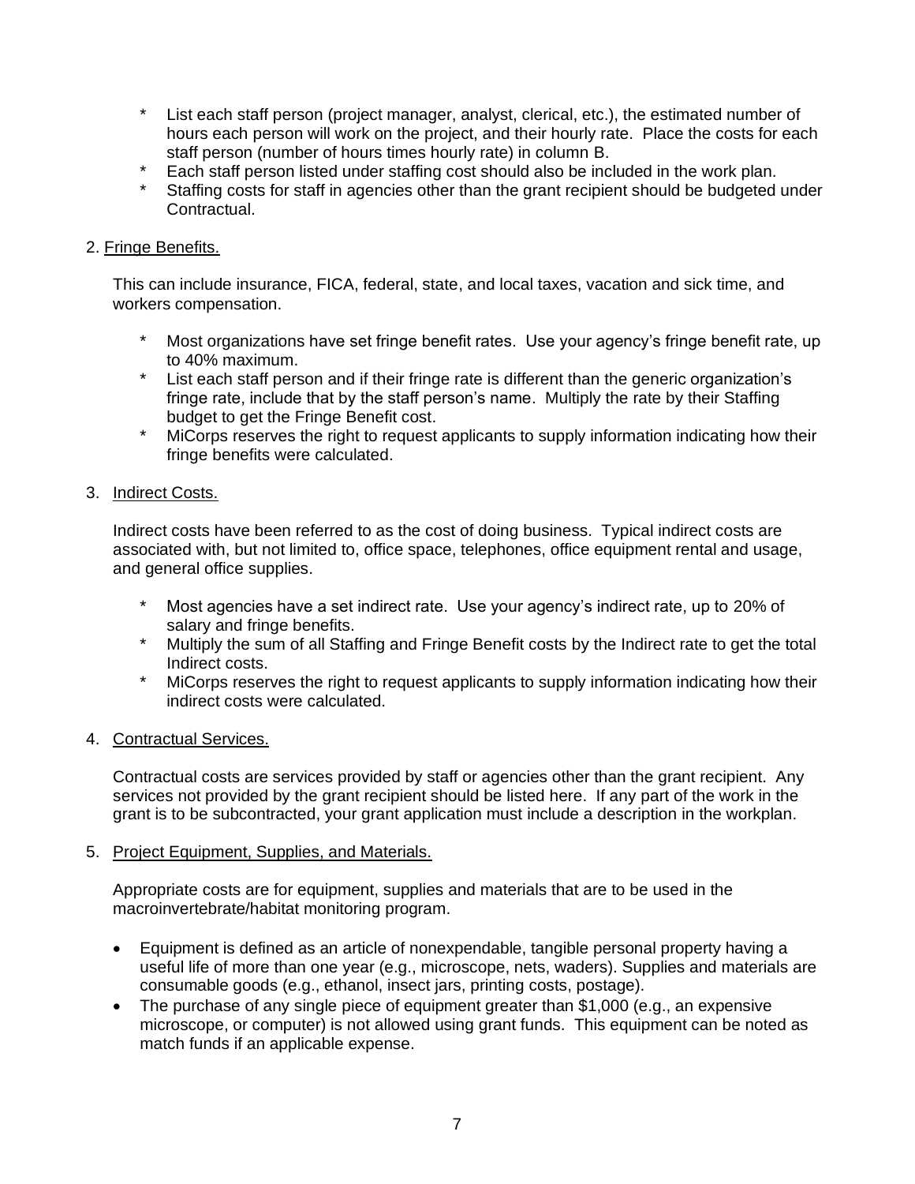* List each staff person (project manager, analyst, clerical, etc.), the estimated number of hours each person will work on the project, and their hourly rate. Place the costs for each staff person (number of hours times hourly rate) in column B.
* Each staff person listed under staffing cost should also be included in the work plan.
* Staffing costs for staff in agencies other than the grant recipient should be budgeted under Contractual.

2. Fringe Benefits.

This can include insurance, FICA, federal, state, and local taxes, vacation and sick time, and workers compensation.

* Most organizations have set fringe benefit rates. Use your agency's fringe benefit rate, up to 40% maximum.
* List each staff person and if their fringe rate is different than the generic organization's fringe rate, include that by the staff person's name. Multiply the rate by their Staffing budget to get the Fringe Benefit cost.
* MiCorps reserves the right to request applicants to supply information indicating how their fringe benefits were calculated.

3. Indirect Costs.

Indirect costs have been referred to as the cost of doing business. Typical indirect costs are associated with, but not limited to, office space, telephones, office equipment rental and usage, and general office supplies.

* Most agencies have a set indirect rate. Use your agency's indirect rate, up to 20% of salary and fringe benefits.
* Multiply the sum of all Staffing and Fringe Benefit costs by the Indirect rate to get the total Indirect costs.
* MiCorps reserves the right to request applicants to supply information indicating how their indirect costs were calculated.

4. Contractual Services.

Contractual costs are services provided by staff or agencies other than the grant recipient. Any services not provided by the grant recipient should be listed here. If any part of the work in the grant is to be subcontracted, your grant application must include a description in the workplan.

5. Project Equipment, Supplies, and Materials.

Appropriate costs are for equipment, supplies and materials that are to be used in the macroinvertebrate/habitat monitoring program.

- Equipment is defined as an article of nonexpendable, tangible personal property having a useful life of more than one year (e.g., microscope, nets, waders). Supplies and materials are consumable goods (e.g., ethanol, insect jars, printing costs, postage).
- The purchase of any single piece of equipment greater than $1,000 (e.g., an expensive microscope, or computer) is not allowed using grant funds. This equipment can be noted as match funds if an applicable expense.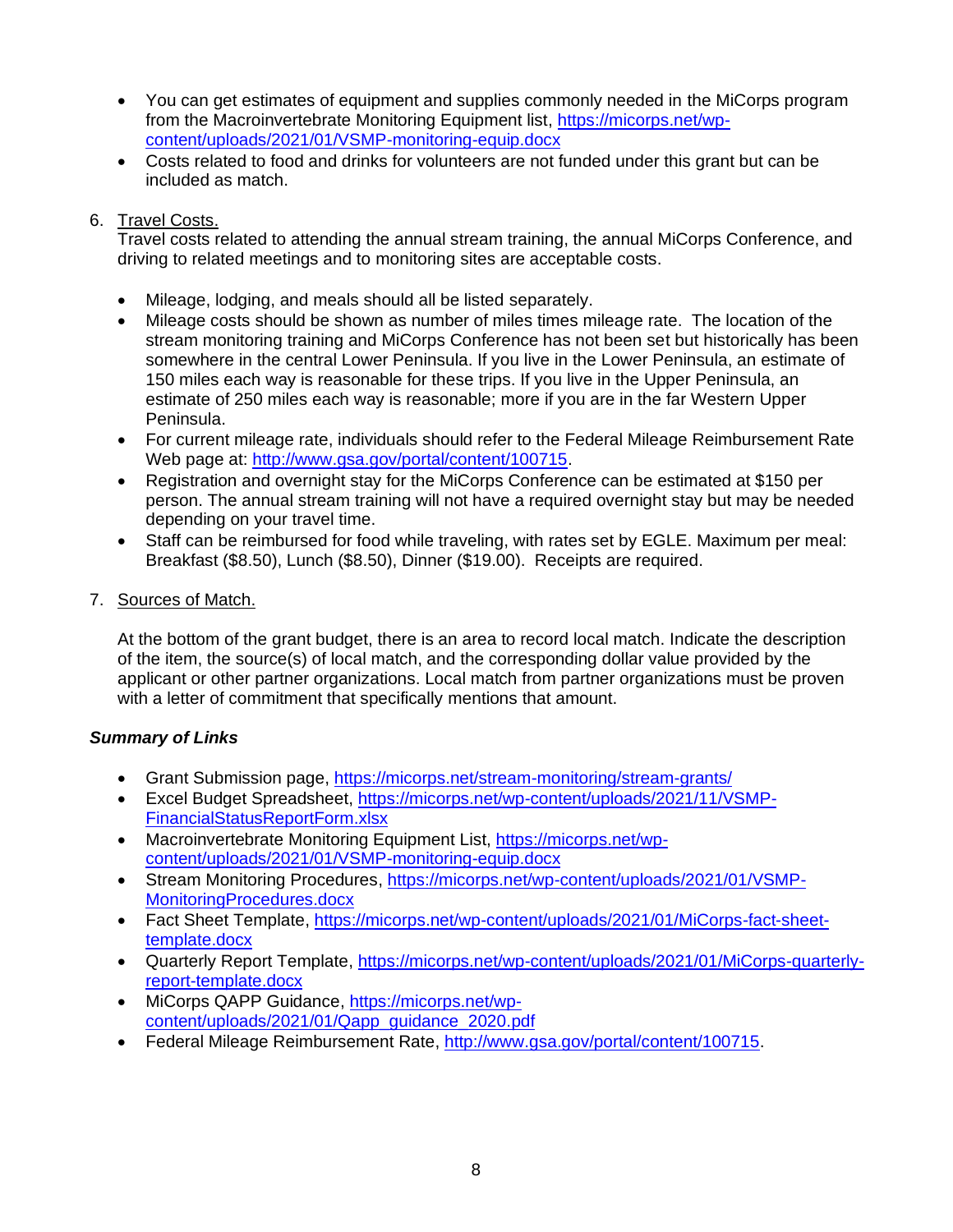- You can get estimates of equipment and supplies commonly needed in the MiCorps program from the Macroinvertebrate Monitoring Equipment list, https://micorps.net/wp-content/uploads/2021/01/VSMP-monitoring-equip.docx
- Costs related to food and drinks for volunteers are not funded under this grant but can be included as match.

6. Travel Costs.
   Travel costs related to attending the annual stream training, the annual MiCorps Conference, and driving to related meetings and to monitoring sites are acceptable costs.

   - Mileage, lodging, and meals should all be listed separately.
   - Mileage costs should be shown as number of miles times mileage rate. The location of the stream monitoring training and MiCorps Conference has not been set but historically has been somewhere in the central Lower Peninsula. If you live in the Lower Peninsula, an estimate of 150 miles each way is reasonable for these trips. If you live in the Upper Peninsula, an estimate of 250 miles each way is reasonable; more if you are in the far Western Upper Peninsula.
   - For current mileage rate, individuals should refer to the Federal Mileage Reimbursement Rate Web page at: http://www.gsa.gov/portal/content/100715.
   - Registration and overnight stay for the MiCorps Conference can be estimated at $150 per person. The annual stream training will not have a required overnight stay but may be needed depending on your travel time.
   - Staff can be reimbursed for food while traveling, with rates set by EGLE. Maximum per meal: Breakfast ($8.50), Lunch ($8.50), Dinner ($19.00). Receipts are required.

7. Sources of Match.

   At the bottom of the grant budget, there is an area to record local match. Indicate the description of the item, the source(s) of local match, and the corresponding dollar value provided by the applicant or other partner organizations. Local match from partner organizations must be proven with a letter of commitment that specifically mentions that amount.

***Summary of Links***

- Grant Submission page, https://micorps.net/stream-monitoring/stream-grants/
- Excel Budget Spreadsheet, https://micorps.net/wp-content/uploads/2021/11/VSMP-FinancialStatusReportForm.xlsx
- Macroinvertebrate Monitoring Equipment List, https://micorps.net/wp-content/uploads/2021/01/VSMP-monitoring-equip.docx
- Stream Monitoring Procedures, https://micorps.net/wp-content/uploads/2021/01/VSMP-MonitoringProcedures.docx
- Fact Sheet Template, https://micorps.net/wp-content/uploads/2021/01/MiCorps-fact-sheet-template.docx
- Quarterly Report Template, https://micorps.net/wp-content/uploads/2021/01/MiCorps-quarterly-report-template.docx
- MiCorps QAPP Guidance, https://micorps.net/wp-content/uploads/2021/01/Qapp_guidance_2020.pdf
- Federal Mileage Reimbursement Rate, http://www.gsa.gov/portal/content/100715.